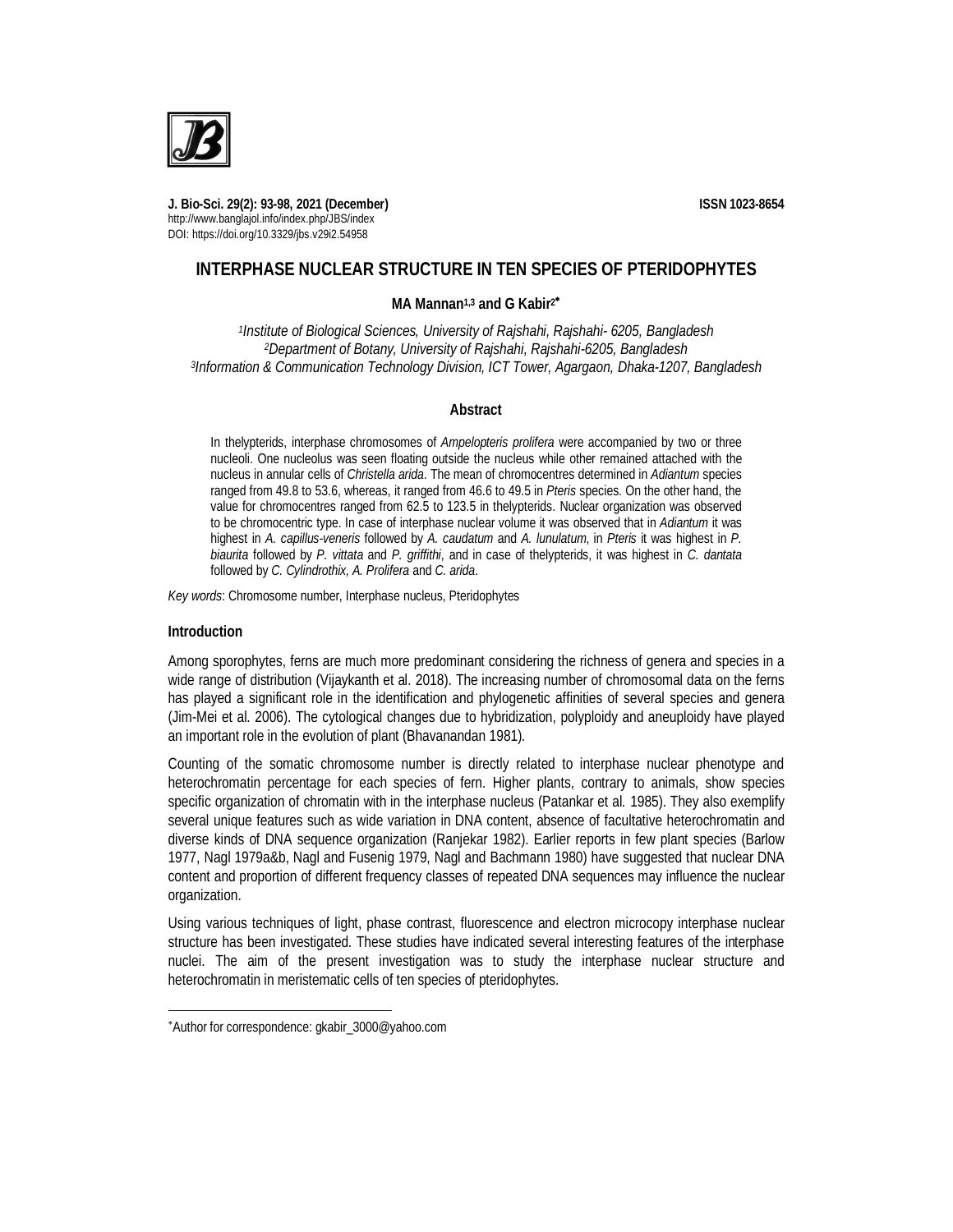# INTERPHASE NUCLEAR STRUCTURE IN TEN SPECIES OF PTERIDOPHYTES

**MA Mannan[1,3] and G Kabir[2*]**

*[1]Institute of Biological Sciences, University of Rajshahi, Rajshahi- 6205, Bangladesh*
*[2]Department of Botany, University of Rajshahi, Rajshahi-6205, Bangladesh*
*[3]Information & Communication Technology Division, ICT Tower, Agargaon, Dhaka-1207, Bangladesh*

### Abstract

In thelypterids, interphase chromosomes of *Ampelopteris prolifera* were accompanied by two or three nucleoli. One nucleolus was seen floating outside the nucleus while other remained attached with the nucleus in annular cells of *Christella arida*. The mean of chromocentres determined in *Adiantum* species ranged from 49.8 to 53.6, whereas, it ranged from 46.6 to 49.5 in *Pteris* species. On the other hand, the value for chromocentres ranged from 62.5 to 123.5 in thelypterids. Nuclear organization was observed to be chromocentric type. In case of interphase nuclear volume it was observed that in *Adiantum* it was highest in *A. capillus-veneris* followed by *A. caudatum* and *A. lunulatum*, in *Pteris* it was highest in *P. biaurita* followed by *P. vittata* and *P. griffithi*, and in case of thelypterids, it was highest in *C. dantata* followed by *C. Cylindrothix, A. Prolifera* and *C. arida*.

*Key words*: Chromosome number, Interphase nucleus, Pteridophytes

### Introduction

Among sporophytes, ferns are much more predominant considering the richness of genera and species in a wide range of distribution (Vijaykanth et al. 2018). The increasing number of chromosomal data on the ferns has played a significant role in the identification and phylogenetic affinities of several species and genera (Jim-Mei et al. 2006). The cytological changes due to hybridization, polyploidy and aneuploidy have played an important role in the evolution of plant (Bhavanandan 1981).

Counting of the somatic chromosome number is directly related to interphase nuclear phenotype and heterochromatin percentage for each species of fern. Higher plants, contrary to animals, show species specific organization of chromatin with in the interphase nucleus (Patankar et al. 1985). They also exemplify several unique features such as wide variation in DNA content, absence of facultative heterochromatin and diverse kinds of DNA sequence organization (Ranjekar 1982). Earlier reports in few plant species (Barlow 1977, Nagl 1979a&b, Nagl and Fusenig 1979, Nagl and Bachmann 1980) have suggested that nuclear DNA content and proportion of different frequency classes of repeated DNA sequences may influence the nuclear organization.

Using various techniques of light, phase contrast, fluorescence and electron microcopy interphase nuclear structure has been investigated. These studies have indicated several interesting features of the interphase nuclei. The aim of the present investigation was to study the interphase nuclear structure and heterochromatin in meristematic cells of ten species of pteridophytes.

---

*Author for correspondence: gkabir_3000@yahoo.com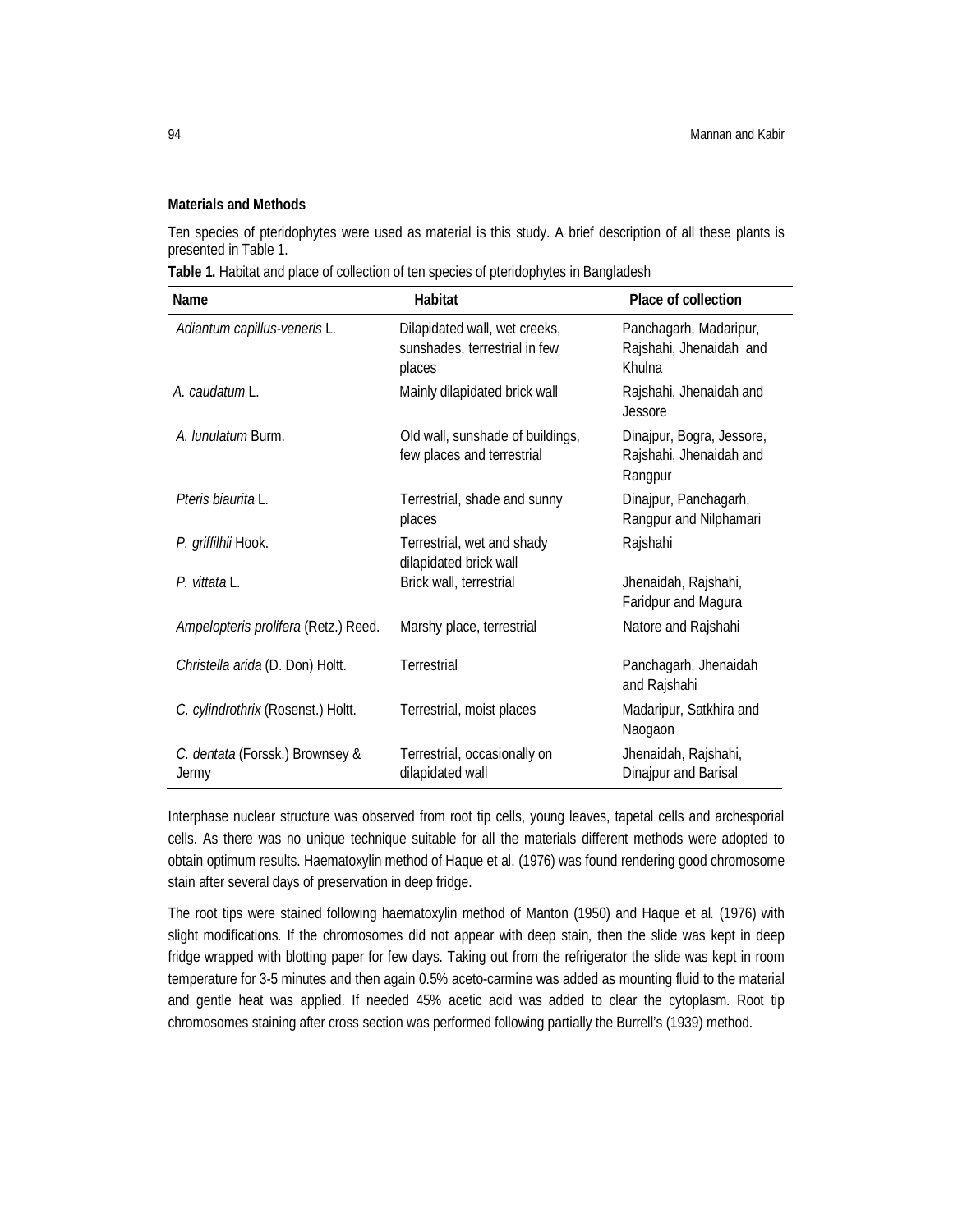### Materials and Methods

Ten species of pteridophytes were used as material is this study. A brief description of all these plants is presented in Table 1.

**Table 1.** Habitat and place of collection of ten species of pteridophytes in Bangladesh

| Name | Habitat | Place of collection |
|---|---|---|
| *Adiantum capillus-veneris* L. | Dilapidated wall, wet creeks, sunshades, terrestrial in few places | Panchagarh, Madaripur, Rajshahi, Jhenaidah and Khulna |
| *A. caudatum* L. | Mainly dilapidated brick wall | Rajshahi, Jhenaidah and Jessore |
| *A. lunulatum* Burm. | Old wall, sunshade of buildings, few places and terrestrial | Dinajpur, Bogra, Jessore, Rajshahi, Jhenaidah and Rangpur |
| *Pteris biaurita* L. | Terrestrial, shade and sunny places | Dinajpur, Panchagarh, Rangpur and Nilphamari |
| *P. griffilhii* Hook. | Terrestrial, wet and shady dilapidated brick wall | Rajshahi |
| *P. vittata* L. | Brick wall, terrestrial | Jhenaidah, Rajshahi, Faridpur and Magura |
| *Ampelopteris prolifera* (Retz.) Reed. | Marshy place, terrestrial | Natore and Rajshahi |
| *Christella arida* (D. Don) Holtt. | Terrestrial | Panchagarh, Jhenaidah and Rajshahi |
| *C. cylindrothrix* (Rosenst.) Holtt. | Terrestrial, moist places | Madaripur, Satkhira and Naogaon |
| *C. dentata* (Forssk.) Brownsey & Jermy | Terrestrial, occasionally on dilapidated wall | Jhenaidah, Rajshahi, Dinajpur and Barisal |

Interphase nuclear structure was observed from root tip cells, young leaves, tapetal cells and archesporial cells. As there was no unique technique suitable for all the materials different methods were adopted to obtain optimum results. Haematoxylin method of Haque et al. (1976) was found rendering good chromosome stain after several days of preservation in deep fridge.

The root tips were stained following haematoxylin method of Manton (1950) and Haque et al. (1976) with slight modifications. If the chromosomes did not appear with deep stain, then the slide was kept in deep fridge wrapped with blotting paper for few days. Taking out from the refrigerator the slide was kept in room temperature for 3-5 minutes and then again 0.5% aceto-carmine was added as mounting fluid to the material and gentle heat was applied. If needed 45% acetic acid was added to clear the cytoplasm. Root tip chromosomes staining after cross section was performed following partially the Burrell's (1939) method.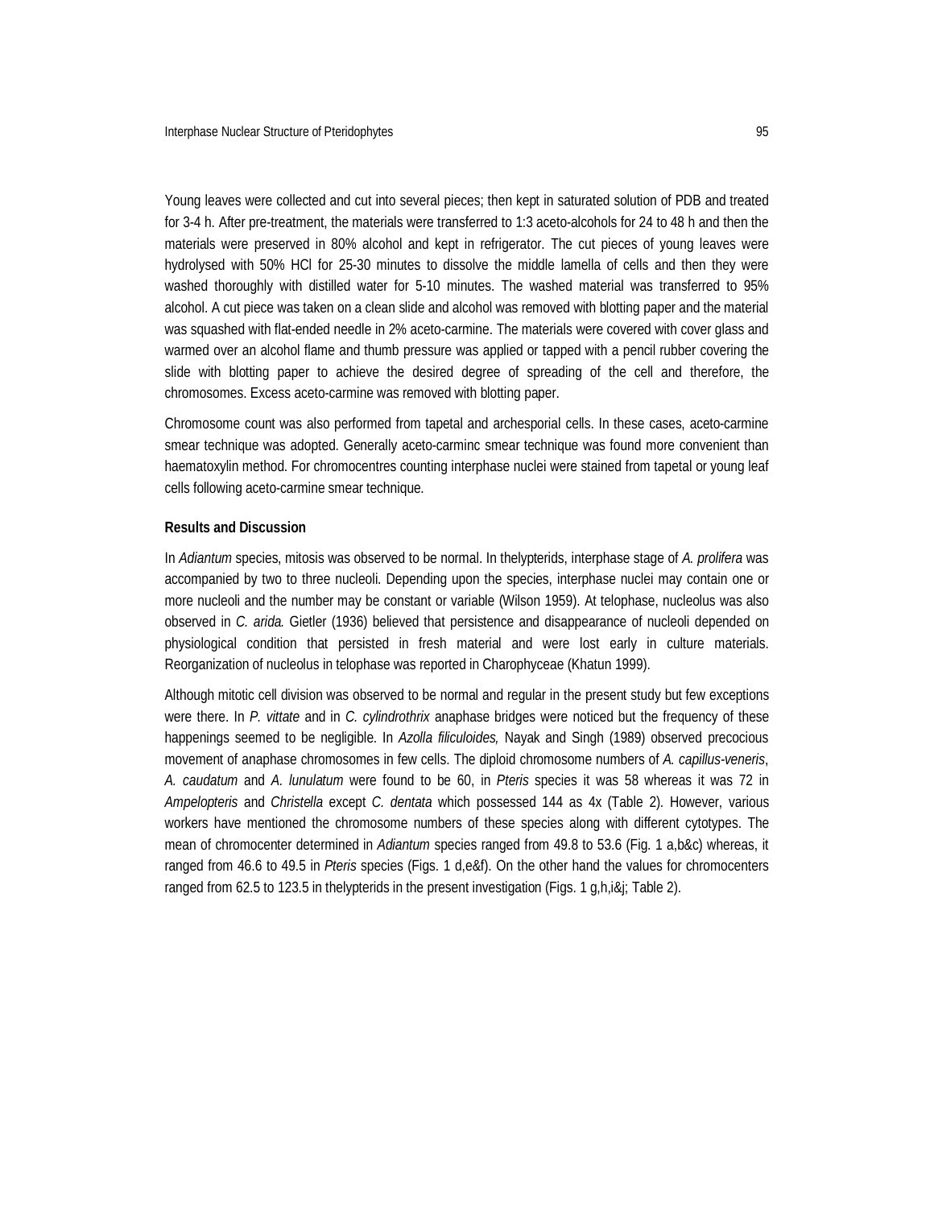Young leaves were collected and cut into several pieces; then kept in saturated solution of PDB and treated for 3-4 h. After pre-treatment, the materials were transferred to 1:3 aceto-alcohols for 24 to 48 h and then the materials were preserved in 80% alcohol and kept in refrigerator. The cut pieces of young leaves were hydrolysed with 50% HCl for 25-30 minutes to dissolve the middle lamella of cells and then they were washed thoroughly with distilled water for 5-10 minutes. The washed material was transferred to 95% alcohol. A cut piece was taken on a clean slide and alcohol was removed with blotting paper and the material was squashed with flat-ended needle in 2% aceto-carmine. The materials were covered with cover glass and warmed over an alcohol flame and thumb pressure was applied or tapped with a pencil rubber covering the slide with blotting paper to achieve the desired degree of spreading of the cell and therefore, the chromosomes. Excess aceto-carmine was removed with blotting paper.

Chromosome count was also performed from tapetal and archesporial cells. In these cases, aceto-carmine smear technique was adopted. Generally aceto-carminc smear technique was found more convenient than haematoxylin method. For chromocentres counting interphase nuclei were stained from tapetal or young leaf cells following aceto-carmine smear technique.

**Results and Discussion**

In *Adiantum* species, mitosis was observed to be normal. In thelypterids, interphase stage of *A. prolifera* was accompanied by two to three nucleoli. Depending upon the species, interphase nuclei may contain one or more nucleoli and the number may be constant or variable (Wilson 1959). At telophase, nucleolus was also observed in *C. arida.* Gietler (1936) believed that persistence and disappearance of nucleoli depended on physiological condition that persisted in fresh material and were lost early in culture materials. Reorganization of nucleolus in telophase was reported in Charophyceae (Khatun 1999).

Although mitotic cell division was observed to be normal and regular in the present study but few exceptions were there. In *P. vittate* and in *C. cylindrothrix* anaphase bridges were noticed but the frequency of these happenings seemed to be negligible. In *Azolla filiculoides,* Nayak and Singh (1989) observed precocious movement of anaphase chromosomes in few cells. The diploid chromosome numbers of *A. capillus-veneris*, *A. caudatum* and *A. lunulatum* were found to be 60, in *Pteris* species it was 58 whereas it was 72 in *Ampelopteris* and *Christella* except *C. dentata* which possessed 144 as 4x (Table 2). However, various workers have mentioned the chromosome numbers of these species along with different cytotypes. The mean of chromocenter determined in *Adiantum* species ranged from 49.8 to 53.6 (Fig. 1 a,b&c) whereas, it ranged from 46.6 to 49.5 in *Pteris* species (Figs. 1 d,e&f). On the other hand the values for chromocenters ranged from 62.5 to 123.5 in thelypterids in the present investigation (Figs. 1 g,h,i&j; Table 2).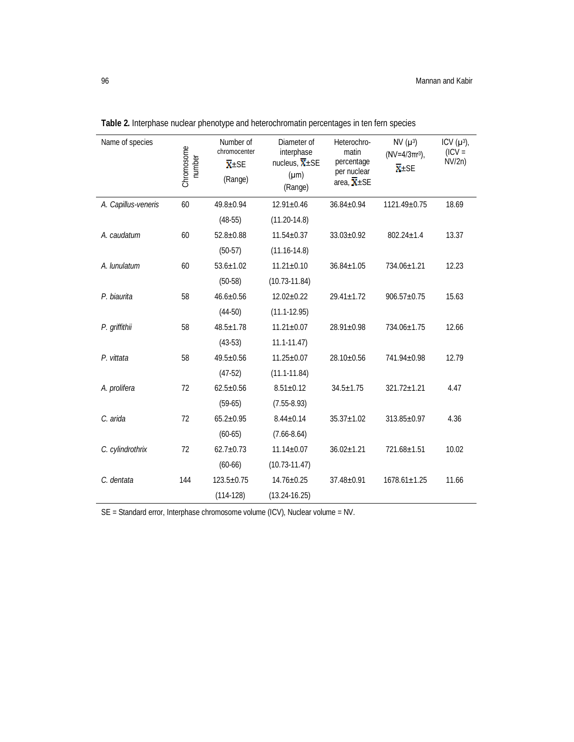**Table 2.** Interphase nuclear phenotype and heterochromatin percentages in ten fern species

| Name of species | Chromosome number | Number of chromocenter $\bar{X}$±SE (Range) | Diameter of interphase nucleus, $\bar{X}$±SE (µm) (Range) | Heterochromatin percentage per nuclear area, $\bar{X}$±SE | NV ($\mu^3$) (NV=$4/3\pi r^3$), $\bar{X}$±SE | ICV ($\mu^3$), (ICV = NV/2n) |
|---|---|---|---|---|---|---|
| *A. Capillus-veneris* | 60 | 49.8±0.94 | 12.91±0.46 | 36.84±0.94 | 1121.49±0.75 | 18.69 |
| | | (48-55) | (11.20-14.8) | | | |
| *A. caudatum* | 60 | 52.8±0.88 | 11.54±0.37 | 33.03±0.92 | 802.24±1.4 | 13.37 |
| | | (50-57) | (11.16-14.8) | | | |
| *A. lunulatum* | 60 | 53.6±1.02 | 11.21±0.10 | 36.84±1.05 | 734.06±1.21 | 12.23 |
| | | (50-58) | (10.73-11.84) | | | |
| *P. biaurita* | 58 | 46.6±0.56 | 12.02±0.22 | 29.41±1.72 | 906.57±0.75 | 15.63 |
| | | (44-50) | (11.1-12.95) | | | |
| *P. griffithii* | 58 | 48.5±1.78 | 11.21±0.07 | 28.91±0.98 | 734.06±1.75 | 12.66 |
| | | (43-53) | 11.1-11.47) | | | |
| *P. vittata* | 58 | 49.5±0.56 | 11.25±0.07 | 28.10±0.56 | 741.94±0.98 | 12.79 |
| | | (47-52) | (11.1-11.84) | | | |
| *A. prolifera* | 72 | 62.5±0.56 | 8.51±0.12 | 34.5±1.75 | 321.72±1.21 | 4.47 |
| | | (59-65) | (7.55-8.93) | | | |
| *C. arida* | 72 | 65.2±0.95 | 8.44±0.14 | 35.37±1.02 | 313.85±0.97 | 4.36 |
| | | (60-65) | (7.66-8.64) | | | |
| *C. cylindrothrix* | 72 | 62.7±0.73 | 11.14±0.07 | 36.02±1.21 | 721.68±1.51 | 10.02 |
| | | (60-66) | (10.73-11.47) | | | |
| *C. dentata* | 144 | 123.5±0.75 | 14.76±0.25 | 37.48±0.91 | 1678.61±1.25 | 11.66 |
| | | (114-128) | (13.24-16.25) | | | |

SE = Standard error, Interphase chromosome volume (ICV), Nuclear volume = NV.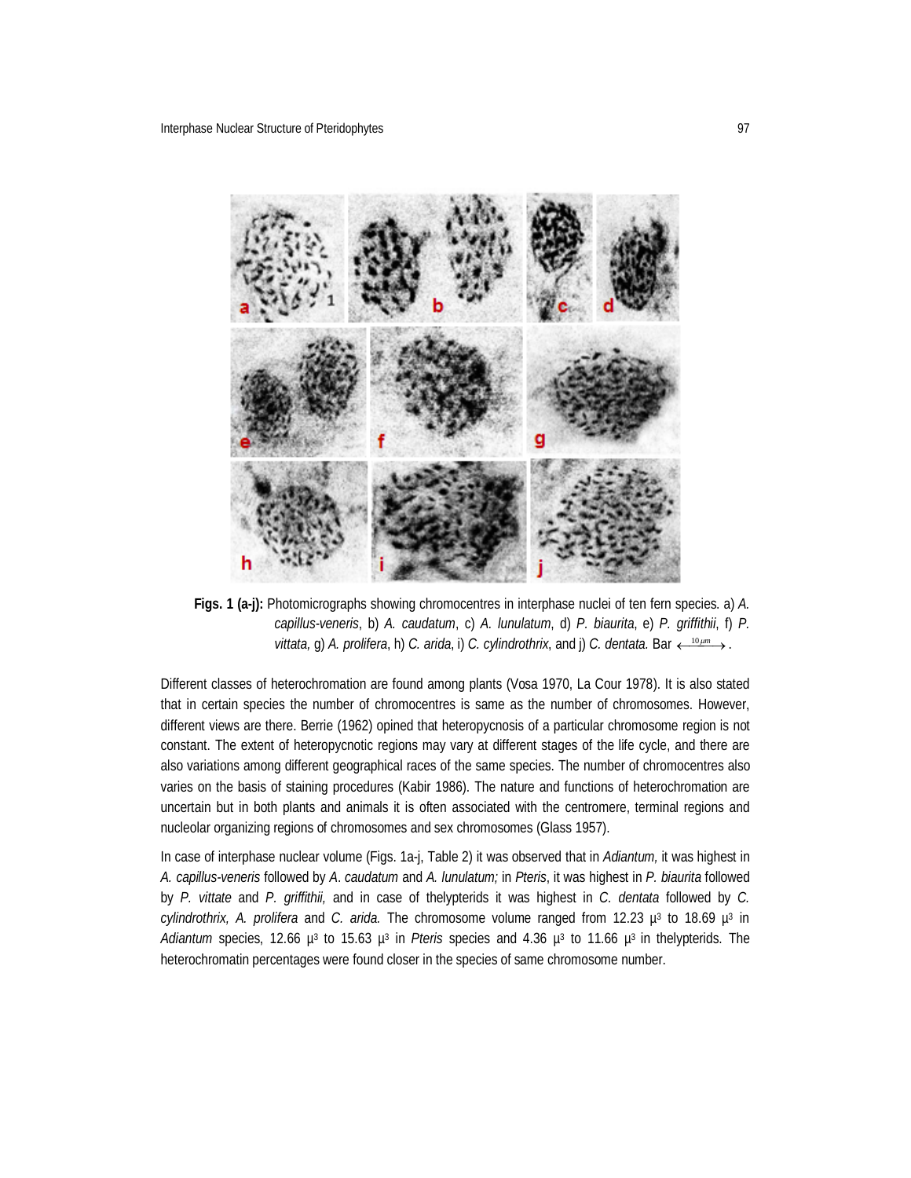**Figs. 1 (a-j):** Photomicrographs showing chromocentres in interphase nuclei of ten fern species. a) *A. capillus-veneris*, b) *A. caudatum*, c) *A. lunulatum*, d) *P. biaurita*, e) *P. griffithii*, f) *P. vittata,* g) *A. prolifera*, h) *C. arida*, i) *C. cylindrothrix*, and j) *C. dentata.* Bar $\xleftrightarrow{10\mu m}$.

Different classes of heterochromation are found among plants (Vosa 1970, La Cour 1978). It is also stated that in certain species the number of chromocentres is same as the number of chromosomes. However, different views are there. Berrie (1962) opined that heteropycnosis of a particular chromosome region is not constant. The extent of heteropycnotic regions may vary at different stages of the life cycle, and there are also variations among different geographical races of the same species. The number of chromocentres also varies on the basis of staining procedures (Kabir 1986). The nature and functions of heterochromation are uncertain but in both plants and animals it is often associated with the centromere, terminal regions and nucleolar organizing regions of chromosomes and sex chromosomes (Glass 1957).

In case of interphase nuclear volume (Figs. 1a-j, Table 2) it was observed that in *Adiantum,* it was highest in *A. capillus-veneris* followed by *A*. *caudatum* and *A. lunulatum;* in *Pteris*, it was highest in *P. biaurita* followed by *P. vittate* and *P. griffithii,* and in case of thelypterids it was highest in *C. dentata* followed by *C. cylindrothrix, A. prolifera* and *C. arida.* The chromosome volume ranged from 12.23 $\mu^3$ to 18.69 $\mu^3$ in *Adiantum* species, 12.66 $\mu^3$ to 15.63 $\mu^3$ in *Pteris* species and 4.36 $\mu^3$ to 11.66 $\mu^3$ in thelypterids. The heterochromatin percentages were found closer in the species of same chromosome number.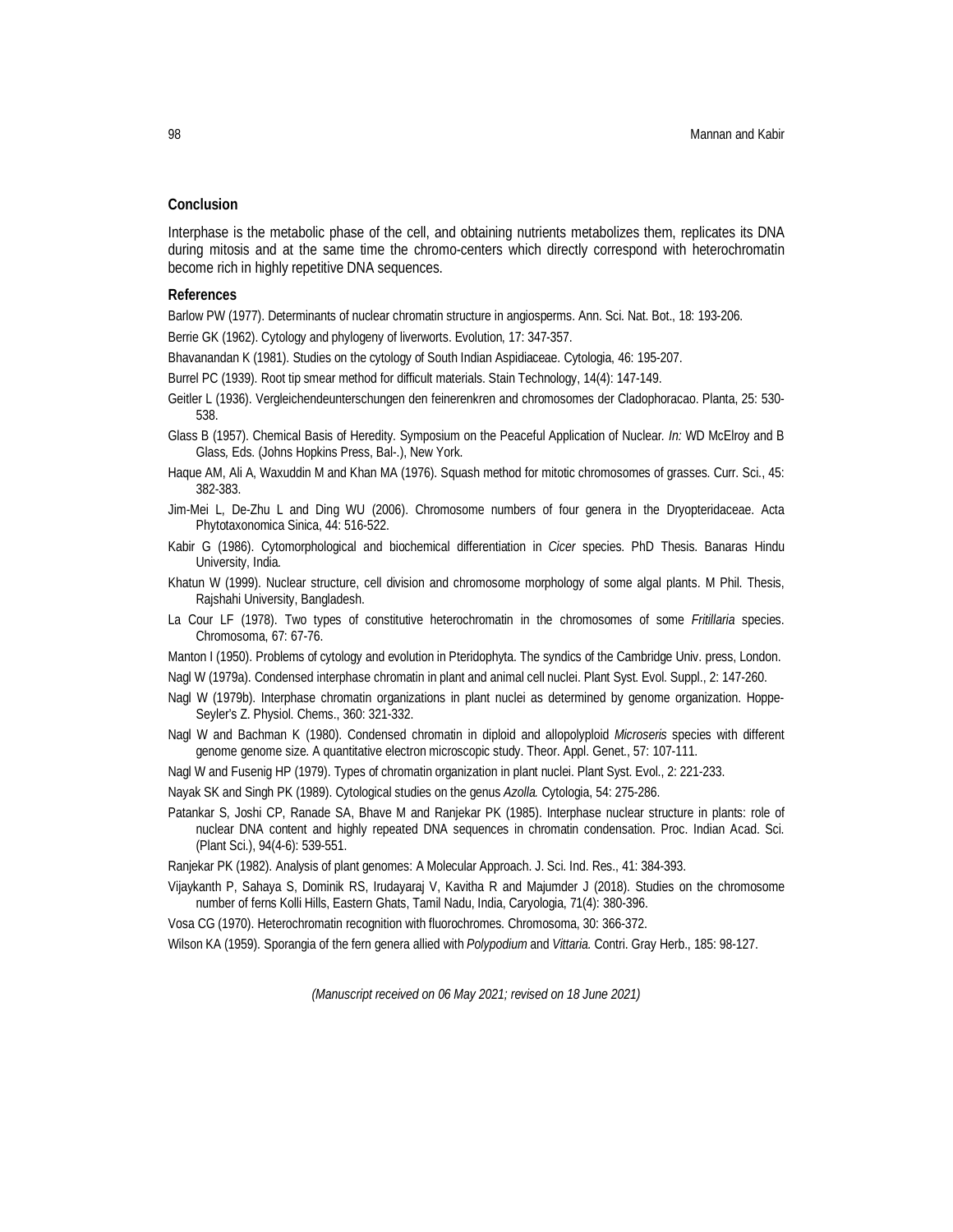## Conclusion

Interphase is the metabolic phase of the cell, and obtaining nutrients metabolizes them, replicates its DNA during mitosis and at the same time the chromo-centers which directly correspond with heterochromatin become rich in highly repetitive DNA sequences.

## References

Barlow PW (1977). Determinants of nuclear chromatin structure in angiosperms. Ann. Sci. Nat. Bot., 18: 193-206.

Berrie GK (1962). Cytology and phylogeny of liverworts. Evolution, 17: 347-357.

Bhavanandan K (1981). Studies on the cytology of South Indian Aspidiaceae. Cytologia, 46: 195-207.

Burrel PC (1939). Root tip smear method for difficult materials. Stain Technology, 14(4): 147-149.

Geitler L (1936). Vergleichendeunterschungen den feinerenkren and chromosomes der Cladophoracao. Planta, 25: 530-538.

Glass B (1957). Chemical Basis of Heredity. Symposium on the Peaceful Application of Nuclear. *In:* WD McElroy and B Glass, Eds. (Johns Hopkins Press, Bal-.), New York.

Haque AM, Ali A, Waxuddin M and Khan MA (1976). Squash method for mitotic chromosomes of grasses. Curr. Sci., 45: 382-383.

Jim-Mei L, De-Zhu L and Ding WU (2006). Chromosome numbers of four genera in the Dryopteridaceae. Acta Phytotaxonomica Sinica, 44: 516-522.

Kabir G (1986). Cytomorphological and biochemical differentiation in *Cicer* species. PhD Thesis. Banaras Hindu University, India.

Khatun W (1999). Nuclear structure, cell division and chromosome morphology of some algal plants. M Phil. Thesis, Rajshahi University, Bangladesh.

La Cour LF (1978). Two types of constitutive heterochromatin in the chromosomes of some *Fritillaria* species. Chromosoma, 67: 67-76.

Manton I (1950). Problems of cytology and evolution in Pteridophyta. The syndics of the Cambridge Univ. press, London.

Nagl W (1979a). Condensed interphase chromatin in plant and animal cell nuclei. Plant Syst. Evol. Suppl., 2: 147-260.

Nagl W (1979b). Interphase chromatin organizations in plant nuclei as determined by genome organization. Hoppe-Seyler's Z. Physiol. Chems., 360: 321-332.

Nagl W and Bachman K (1980). Condensed chromatin in diploid and allopolyploid *Microseris* species with different genome genome size. A quantitative electron microscopic study. Theor. Appl. Genet., 57: 107-111.

Nagl W and Fusenig HP (1979). Types of chromatin organization in plant nuclei. Plant Syst. Evol., 2: 221-233.

Nayak SK and Singh PK (1989). Cytological studies on the genus *Azolla.* Cytologia, 54: 275-286.

Patankar S, Joshi CP, Ranade SA, Bhave M and Ranjekar PK (1985). Interphase nuclear structure in plants: role of nuclear DNA content and highly repeated DNA sequences in chromatin condensation. Proc. Indian Acad. Sci. (Plant Sci.), 94(4-6): 539-551.

Ranjekar PK (1982). Analysis of plant genomes: A Molecular Approach. J. Sci. Ind. Res., 41: 384-393.

Vijaykanth P, Sahaya S, Dominik RS, Irudayaraj V, Kavitha R and Majumder J (2018). Studies on the chromosome number of ferns Kolli Hills, Eastern Ghats, Tamil Nadu, India, Caryologia, 71(4): 380-396.

Vosa CG (1970). Heterochromatin recognition with fluorochromes. Chromosoma, 30: 366-372.

Wilson KA (1959). Sporangia of the fern genera allied with *Polypodium* and *Vittaria.* Contri. Gray Herb., 185: 98-127.

*(Manuscript received on 06 May 2021; revised on 18 June 2021)*